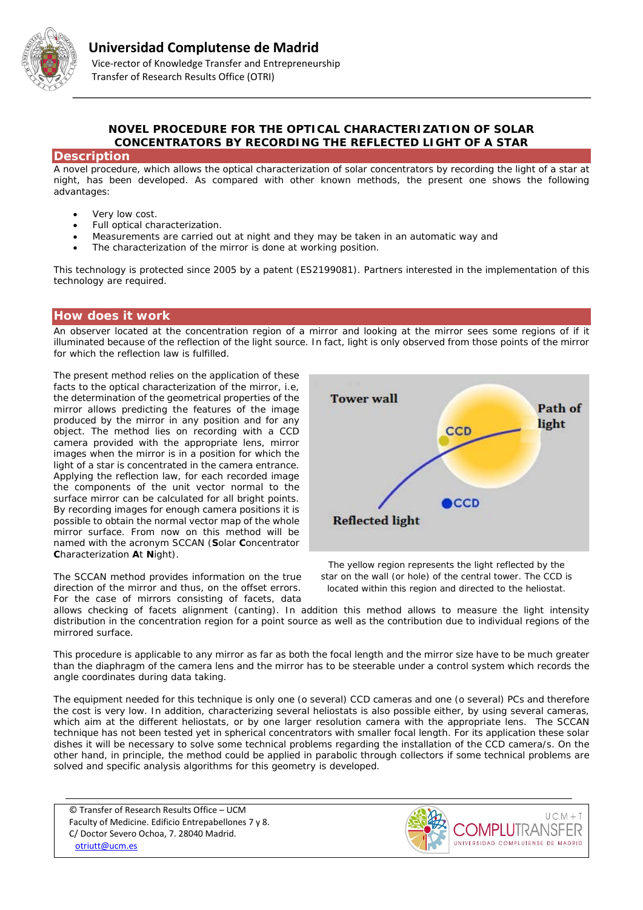# Universidad Complutense de Madrid

Vice-rector of Knowledge Transfer and Entrepreneurship
Transfer of Research Results Office (OTRI)

## NOVEL PROCEDURE FOR THE OPTICAL CHARACTERIZATION OF SOLAR CONCENTRATORS BY RECORDING THE REFLECTED LIGHT OF A STAR

## Description

A novel procedure, which allows the optical characterization of solar concentrators by recording the light of a star at night, has been developed. As compared with other known methods, the present one shows the following advantages:

- Very low cost.
- Full optical characterization.
- Measurements are carried out at night and they may be taken in an automatic way and
- The characterization of the mirror is done at working position.

This technology is protected since 2005 by a patent (ES2199081). Partners interested in the implementation of this technology are required.

## How does it work

An observer located at the concentration region of a mirror and looking at the mirror sees some regions of if it illuminated because of the reflection of the light source. In fact, light is only observed from those points of the mirror for which the reflection law is fulfilled.

The present method relies on the application of these facts to the optical characterization of the mirror, i.e, the determination of the geometrical properties of the mirror allows predicting the features of the image produced by the mirror in any position and for any object. The method lies on recording with a CCD camera provided with the appropriate lens, mirror images when the mirror is in a position for which the light of a star is concentrated in the camera entrance. Applying the reflection law, for each recorded image the components of the unit vector normal to the surface mirror can be calculated for all bright points. By recording images for enough camera positions it is possible to obtain the normal vector map of the whole mirror surface. From now on this method will be named with the acronym SCCAN (**S**olar **C**oncentrator **C**haracterization **A**t **N**ight).

Tower wall | Path of light | CCD | CCD | Reflected light

The yellow region represents the light reflected by the star on the wall (or hole) of the central tower. The CCD is located within this region and directed to the heliostat.

The SCCAN method provides information on the true direction of the mirror and thus, on the offset errors. For the case of mirrors consisting of facets, data allows checking of facets alignment (canting). In addition this method allows to measure the light intensity distribution in the concentration region for a point source as well as the contribution due to individual regions of the mirrored surface.

This procedure is applicable to any mirror as far as both the focal length and the mirror size have to be much greater than the diaphragm of the camera lens and the mirror has to be steerable under a control system which records the angle coordinates during data taking.

The equipment needed for this technique is only one (o several) CCD cameras and one (o several) PCs and therefore the cost is very low. In addition, characterizing several heliostats is also possible either, by using several cameras, which aim at the different heliostats, or by one larger resolution camera with the appropriate lens. The SCCAN technique has not been tested yet in spherical concentrators with smaller focal length. For its application these solar dishes it will be necessary to solve some technical problems regarding the installation of the CCD camera/s. On the other hand, in principle, the method could be applied in parabolic through collectors if some technical problems are solved and specific analysis algorithms for this geometry is developed.

© Transfer of Research Results Office – UCM
Faculty of Medicine. Edificio Entrepabellones 7 y 8.
C/ Doctor Severo Ochoa, 7. 28040 Madrid.
otriutt@ucm.es

UCM+T COMPLUTRANSFER UNIVERSIDAD COMPLUTENSE DE MADRID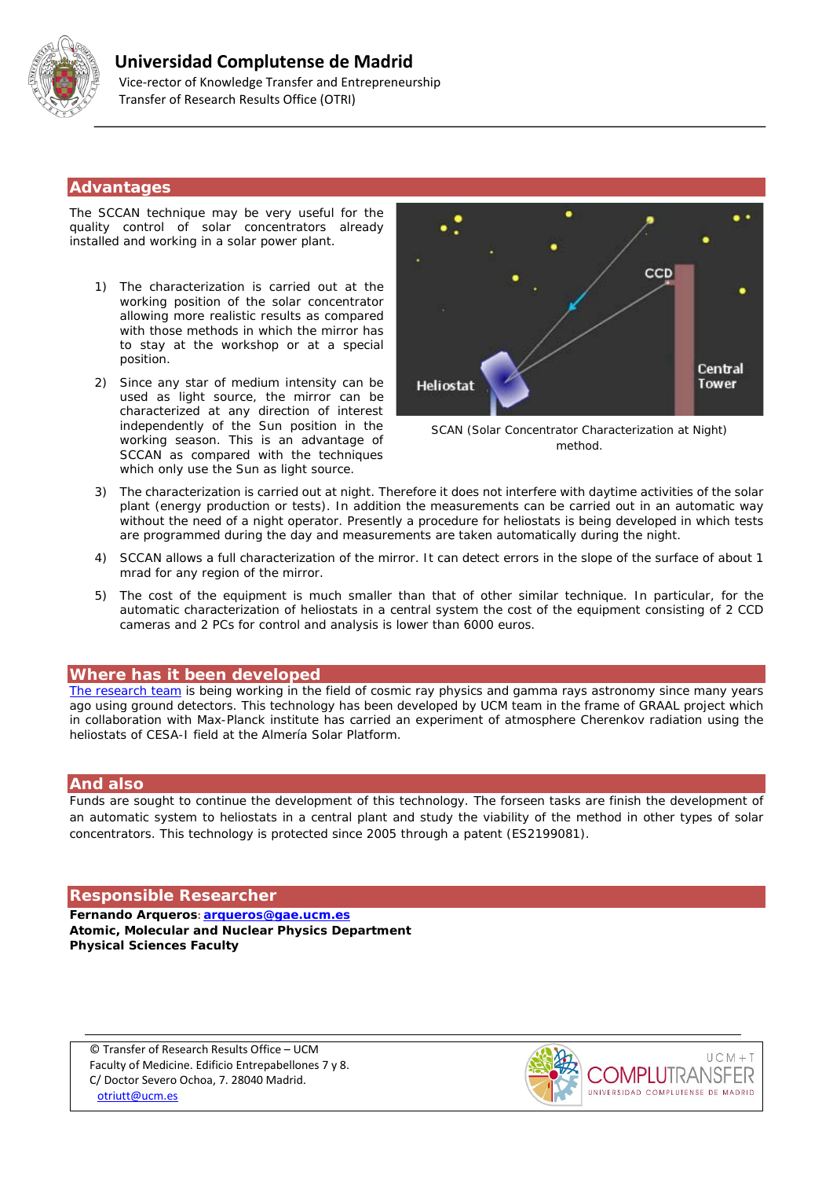## Advantages

The SCCAN technique may be very useful for the quality control of solar concentrators already installed and working in a solar power plant.

1) The characterization is carried out at the working position of the solar concentrator allowing more realistic results as compared with those methods in which the mirror has to stay at the workshop or at a special position.

2) Since any star of medium intensity can be used as light source, the mirror can be characterized at any direction of interest independently of the Sun position in the working season. This is an advantage of SCCAN as compared with the techniques which only use the Sun as light source.

SCAN (Solar Concentrator Characterization at Night) method.

3) The characterization is carried out at night. Therefore it does not interfere with daytime activities of the solar plant (energy production or tests). In addition the measurements can be carried out in an automatic way without the need of a night operator. Presently a procedure for heliostats is being developed in which tests are programmed during the day and measurements are taken automatically during the night.

4) SCCAN allows a full characterization of the mirror. It can detect errors in the slope of the surface of about 1 mrad for any region of the mirror.

5) The cost of the equipment is much smaller than that of other similar technique. In particular, for the automatic characterization of heliostats in a central system the cost of the equipment consisting of 2 CCD cameras and 2 PCs for control and analysis is lower than 6000 euros.

## Where has it been developed

The research team is being working in the field of cosmic ray physics and gamma rays astronomy since many years ago using ground detectors. This technology has been developed by UCM team in the frame of GRAAL project which in collaboration with Max-Planck institute has carried an experiment of atmosphere Cherenkov radiation using the heliostats of CESA-I field at the Almería Solar Platform.

## And also

Funds are sought to continue the development of this technology. The forseen tasks are finish the development of an automatic system to heliostats in a central plant and study the viability of the method in other types of solar concentrators. This technology is protected since 2005 through a patent (ES2199081).

## Responsible Researcher

**Fernando Arqueros**: **arqueros@gae.ucm.es**
**Atomic, Molecular and Nuclear Physics Department**
**Physical Sciences Faculty**

© Transfer of Research Results Office – UCM
Faculty of Medicine. Edificio Entrepabellones 7 y 8.
C/ Doctor Severo Ochoa, 7. 28040 Madrid.
otriutt@ucm.es